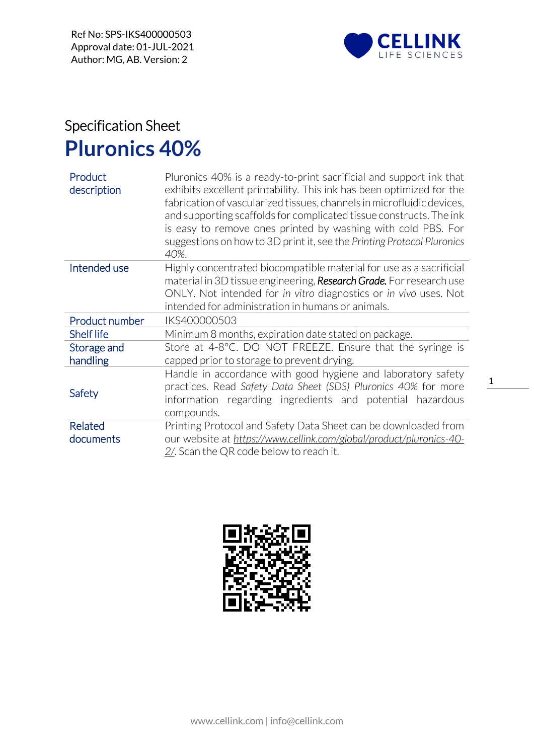Ref No: SPS-IKS400000503
Approval date: 01-JUL-2021
Author: MG, AB. Version: 2

Specification Sheet

# Pluronics 40%

| | |
|---|---|
| Product description | Pluronics 40% is a ready-to-print sacrificial and support ink that exhibits excellent printability. This ink has been optimized for the fabrication of vascularized tissues, channels in microfluidic devices, and supporting scaffolds for complicated tissue constructs. The ink is easy to remove ones printed by washing with cold PBS. For suggestions on how to 3D print it, see the *Printing Protocol Pluronics 40%.* |
| Intended use | Highly concentrated biocompatible material for use as a sacrificial material in 3D tissue engineering, ***Research Grade.*** For research use ONLY. Not intended for *in vitro* diagnostics or *in vivo* uses. Not intended for administration in humans or animals. |
| Product number | IKS400000503 |
| Shelf life | Minimum 8 months, expiration date stated on package. |
| Storage and handling | Store at 4-8°C. DO NOT FREEZE. Ensure that the syringe is capped prior to storage to prevent drying. |
| Safety | Handle in accordance with good hygiene and laboratory safety practices. Read *Safety Data Sheet (SDS) Pluronics 40%* for more information regarding ingredients and potential hazardous compounds. |
| Related documents | Printing Protocol and Safety Data Sheet can be downloaded from our website at *https://www.cellink.com/global/product/pluronics-40-2/*. Scan the QR code below to reach it. |

www.cellink.com | info@cellink.com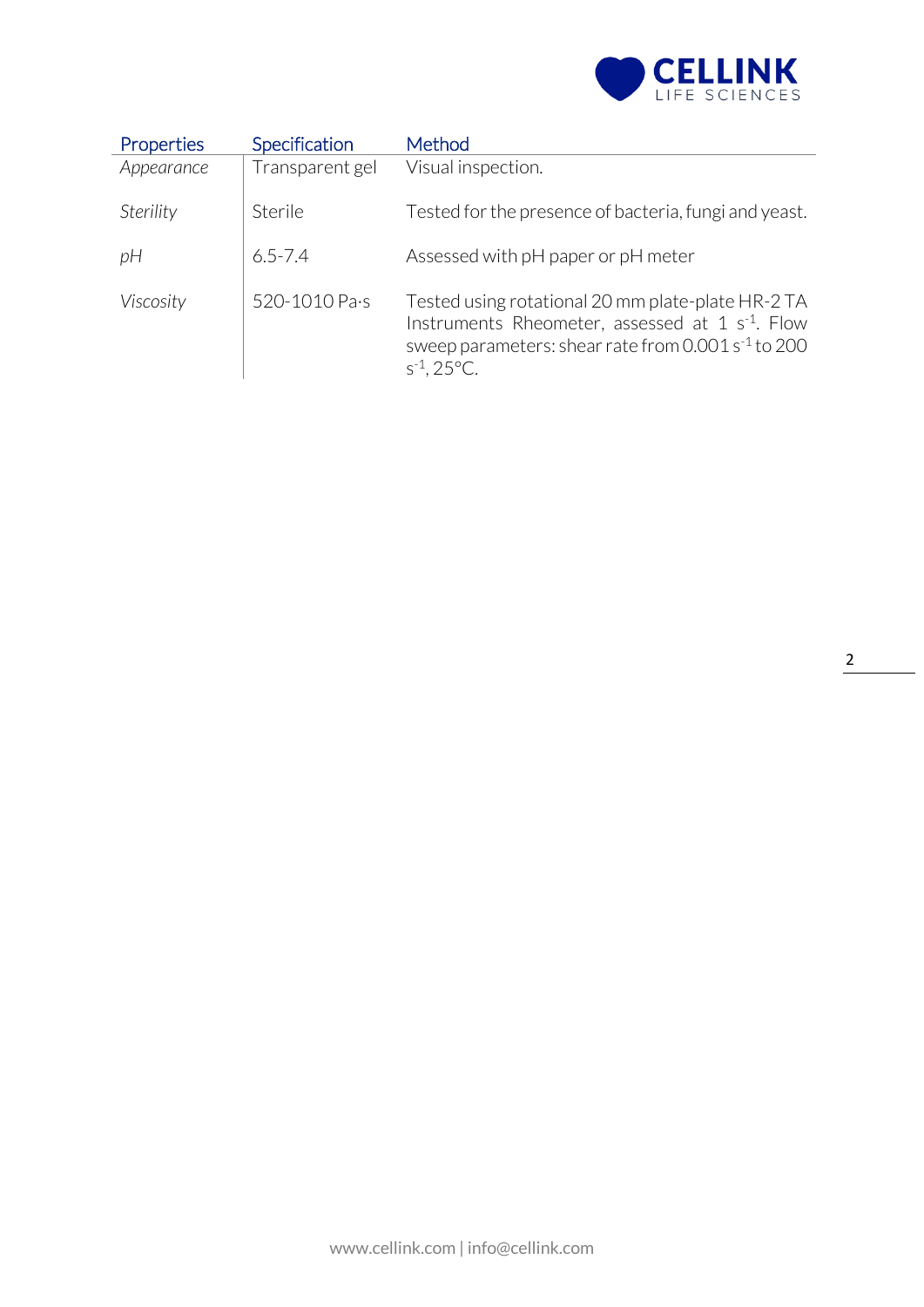| Properties | Specification | Method |
| --- | --- | --- |
| *Appearance* | Transparent gel | Visual inspection. |
| *Sterility* | Sterile | Tested for the presence of bacteria, fungi and yeast. |
| *pH* | 6.5-7.4 | Assessed with pH paper or pH meter |
| *Viscosity* | 520-1010 Pa·s | Tested using rotational 20 mm plate-plate HR-2 TA Instruments Rheometer, assessed at 1 $s^{-1}$. Flow sweep parameters: shear rate from 0.001 $s^{-1}$ to 200 $s^{-1}$, 25°C. |